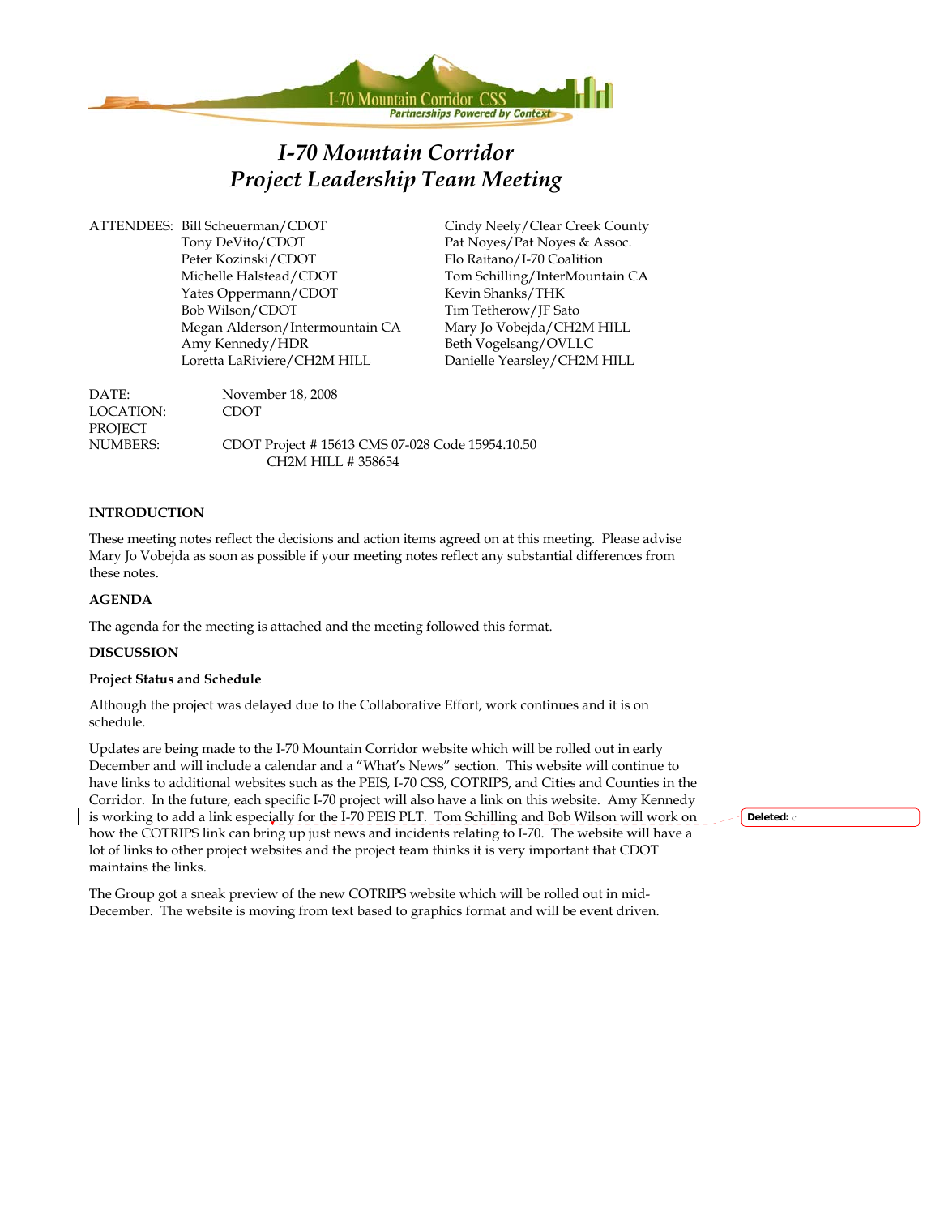# I-70 Mountain Corridor
# Project Leadership Team Meeting

ATTENDEES:
- Bill Scheuerman/CDOT
- Tony DeVito/CDOT
- Peter Kozinski/CDOT
- Michelle Halstead/CDOT
- Yates Oppermann/CDOT
- Bob Wilson/CDOT
- Megan Alderson/Intermountain CA
- Amy Kennedy/HDR
- Loretta LaRiviere/CH2M HILL
- Cindy Neely/Clear Creek County
- Pat Noyes/Pat Noyes & Assoc.
- Flo Raitano/I-70 Coalition
- Tom Schilling/InterMountain CA
- Kevin Shanks/THK
- Tim Tetherow/JF Sato
- Mary Jo Vobejda/CH2M HILL
- Beth Vogelsang/OVLLC
- Danielle Yearsley/CH2M HILL

DATE: November 18, 2008

LOCATION: CDOT

PROJECT NUMBERS: CDOT Project # 15613 CMS 07-028 Code 15954.10.50
CH2M HILL # 358654

**INTRODUCTION**

These meeting notes reflect the decisions and action items agreed on at this meeting. Please advise Mary Jo Vobejda as soon as possible if your meeting notes reflect any substantial differences from these notes.

**AGENDA**

The agenda for the meeting is attached and the meeting followed this format.

**DISCUSSION**

**Project Status and Schedule**

Although the project was delayed due to the Collaborative Effort, work continues and it is on schedule.

Updates are being made to the I-70 Mountain Corridor website which will be rolled out in early December and will include a calendar and a "What's News" section. This website will continue to have links to additional websites such as the PEIS, I-70 CSS, COTRIPS, and Cities and Counties in the Corridor. In the future, each specific I-70 project will also have a link on this website. Amy Kennedy is working to add a link especially for the I-70 PEIS PLT. Tom Schilling and Bob Wilson will work on how the COTRIPS link can bring up just news and incidents relating to I-70. The website will have a lot of links to other project websites and the project team thinks it is very important that CDOT maintains the links.

The Group got a sneak preview of the new COTRIPS website which will be rolled out in mid-December. The website is moving from text based to graphics format and will be event driven.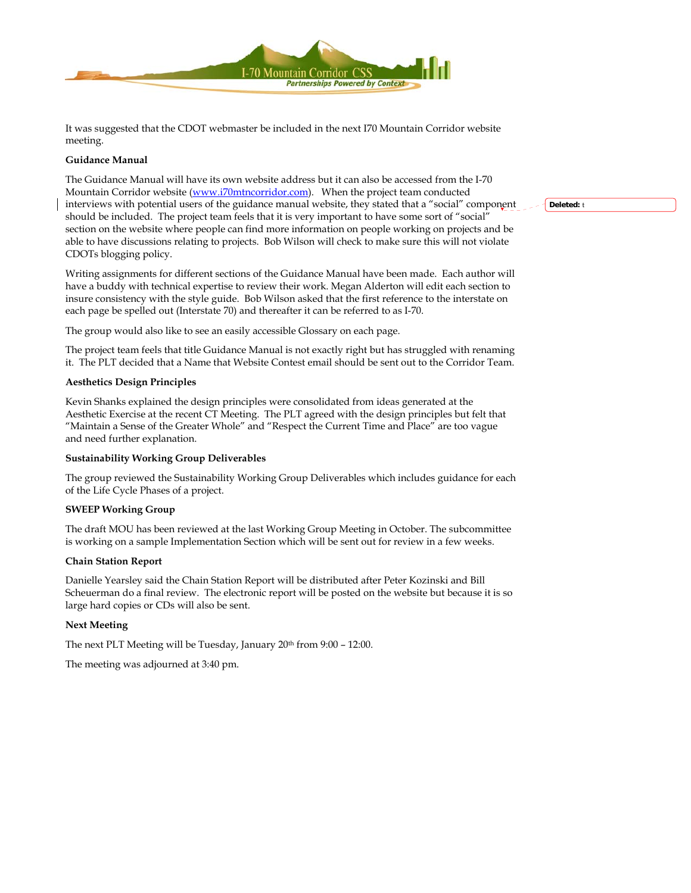It was suggested that the CDOT webmaster be included in the next I70 Mountain Corridor website meeting.

**Guidance Manual**

The Guidance Manual will have its own website address but it can also be accessed from the I-70 Mountain Corridor website (www.i70mtncorridor.com). When the project team conducted interviews with potential users of the guidance manual website, they stated that a "social" component should be included. The project team feels that it is very important to have some sort of "social" section on the website where people can find more information on people working on projects and be able to have discussions relating to projects. Bob Wilson will check to make sure this will not violate CDOTs blogging policy.

Writing assignments for different sections of the Guidance Manual have been made. Each author will have a buddy with technical expertise to review their work. Megan Alderton will edit each section to insure consistency with the style guide. Bob Wilson asked that the first reference to the interstate on each page be spelled out (Interstate 70) and thereafter it can be referred to as I-70.

The group would also like to see an easily accessible Glossary on each page.

The project team feels that title Guidance Manual is not exactly right but has struggled with renaming it. The PLT decided that a Name that Website Contest email should be sent out to the Corridor Team.

**Aesthetics Design Principles**

Kevin Shanks explained the design principles were consolidated from ideas generated at the Aesthetic Exercise at the recent CT Meeting. The PLT agreed with the design principles but felt that "Maintain a Sense of the Greater Whole" and "Respect the Current Time and Place" are too vague and need further explanation.

**Sustainability Working Group Deliverables**

The group reviewed the Sustainability Working Group Deliverables which includes guidance for each of the Life Cycle Phases of a project.

**SWEEP Working Group**

The draft MOU has been reviewed at the last Working Group Meeting in October. The subcommittee is working on a sample Implementation Section which will be sent out for review in a few weeks.

**Chain Station Report**

Danielle Yearsley said the Chain Station Report will be distributed after Peter Kozinski and Bill Scheuerman do a final review. The electronic report will be posted on the website but because it is so large hard copies or CDs will also be sent.

**Next Meeting**

The next PLT Meeting will be Tuesday, January 20th from 9:00 – 12:00.

The meeting was adjourned at 3:40 pm.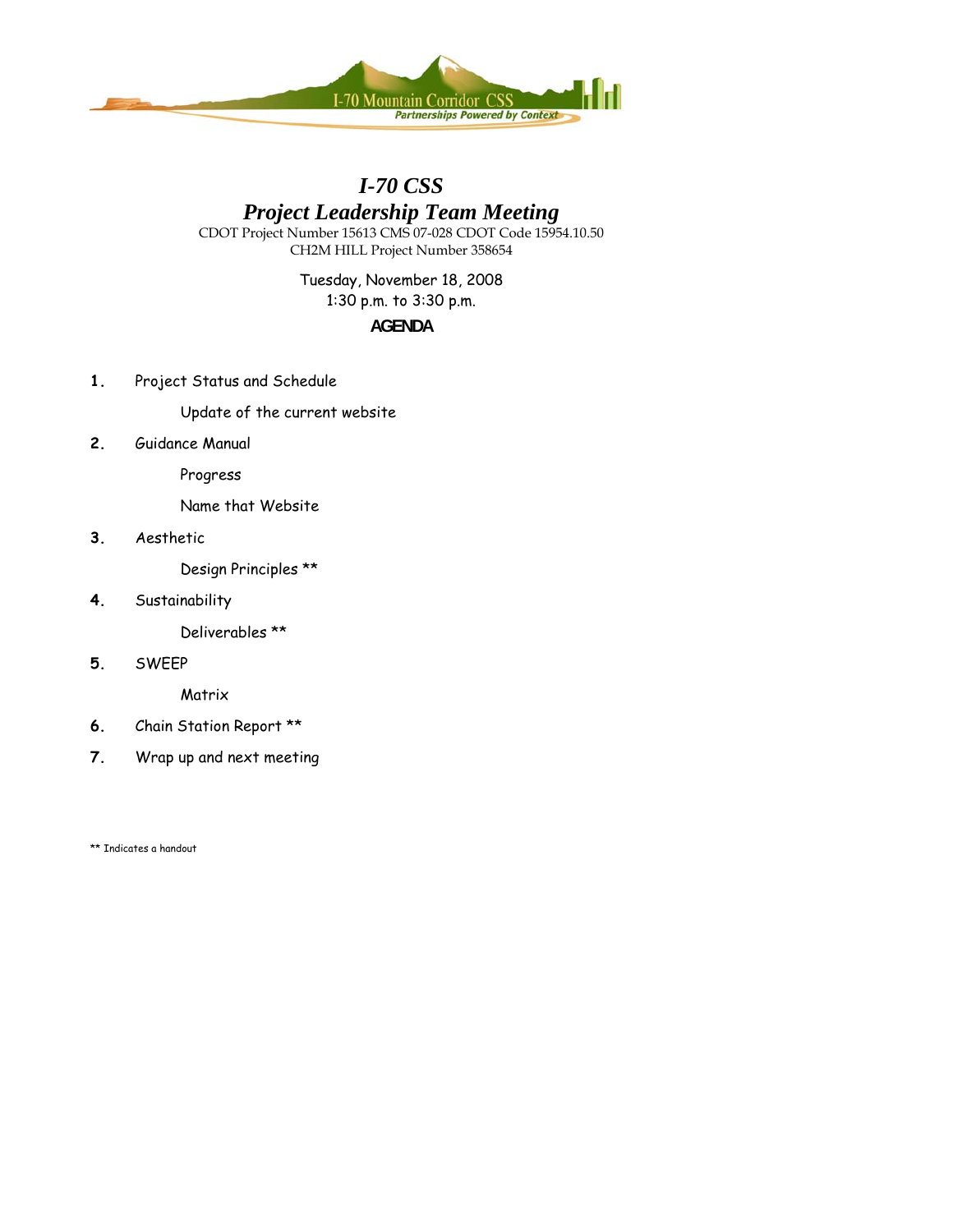I-70 Mountain Corridor CSS

*Partnerships Powered by Context*

# *I-70 CSS*

# *Project Leadership Team Meeting*

CDOT Project Number 15613 CMS 07-028 CDOT Code 15954.10.50

CH2M HILL Project Number 358654

Tuesday, November 18, 2008

1:30 p.m. to 3:30 p.m.

**AGENDA**

1. Project Status and Schedule
   - Update of the current website
2. Guidance Manual
   - Progress
   - Name that Website
3. Aesthetic
   - Design Principles **
4. Sustainability
   - Deliverables **
5. SWEEP
   - Matrix
6. Chain Station Report **
7. Wrap up and next meeting

** Indicates a handout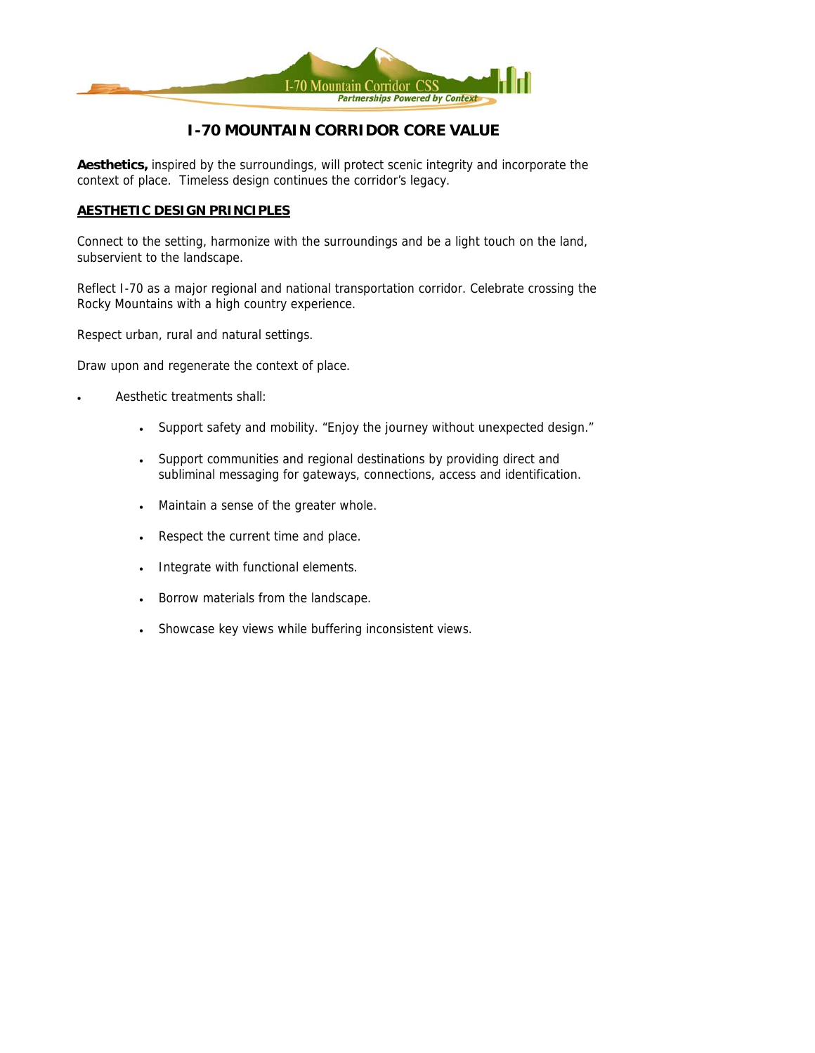# I-70 MOUNTAIN CORRIDOR CORE VALUE

**Aesthetics,** inspired by the surroundings, will protect scenic integrity and incorporate the context of place. Timeless design continues the corridor's legacy.

## AESTHETIC DESIGN PRINCIPLES

Connect to the setting, harmonize with the surroundings and be a light touch on the land, subservient to the landscape.

Reflect I-70 as a major regional and national transportation corridor. Celebrate crossing the Rocky Mountains with a high country experience.

Respect urban, rural and natural settings.

Draw upon and regenerate the context of place.

- Aesthetic treatments shall:
  - Support safety and mobility. "Enjoy the journey without unexpected design."
  - Support communities and regional destinations by providing direct and subliminal messaging for gateways, connections, access and identification.
  - Maintain a sense of the greater whole.
  - Respect the current time and place.
  - Integrate with functional elements.
  - Borrow materials from the landscape.
  - Showcase key views while buffering inconsistent views.